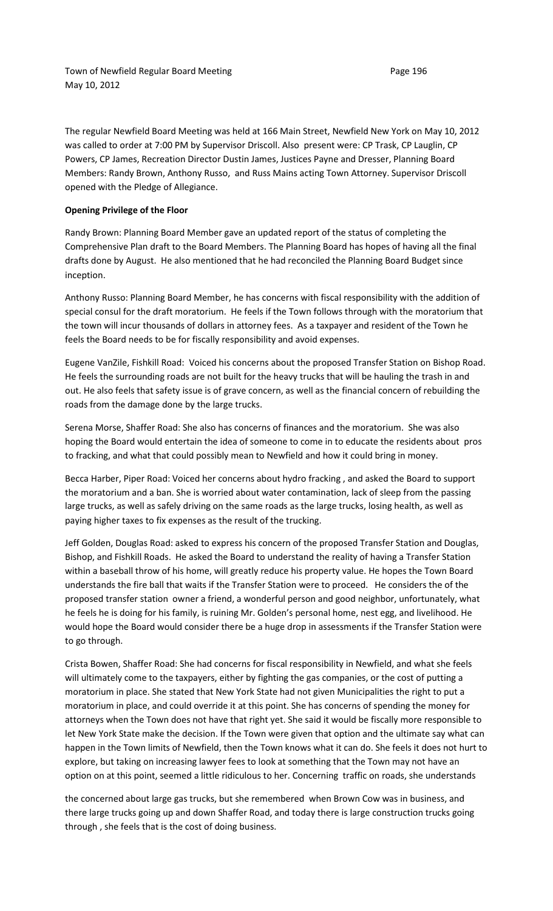The regular Newfield Board Meeting was held at 166 Main Street, Newfield New York on May 10, 2012 was called to order at 7:00 PM by Supervisor Driscoll. Also present were: CP Trask, CP Laughlin, CP Powers, CP James, Recreation Director Dustin James, Justices Payne and Dresser, Planning Board Members: Randy Brown, Anthony Russo, and Russ Mains acting Town Attorney. Supervisor Driscoll opened with the Pledge of Allegiance.

**Opening Privilege of the Floor**

Randy Brown: Planning Board Member gave an updated report of the status of completing the Comprehensive Plan draft to the Board Members. The Planning Board has hopes of having all the final drafts done by August. He also mentioned that he had reconciled the Planning Board Budget since inception.

Anthony Russo: Planning Board Member, he has concerns with fiscal responsibility with the addition of special consul for the draft moratorium. He feels if the Town follows through with the moratorium that the town will incur thousands of dollars in attorney fees. As a taxpayer and resident of the Town he feels the Board needs to be for fiscally responsibility and avoid expenses.

Eugene VanZile, Fishkill Road: Voiced his concerns about the proposed Transfer Station on Bishop Road. He feels the surrounding roads are not built for the heavy trucks that will be hauling the trash in and out. He also feels that safety issue is of grave concern, as well as the financial concern of rebuilding the roads from the damage done by the large trucks.

Serena Morse, Shaffer Road: She also has concerns of finances and the moratorium. She was also hoping the Board would entertain the idea of someone to come in to educate the residents about pros to fracking, and what that could possibly mean to Newfield and how it could bring in money.

Becca Harber, Piper Road: Voiced her concerns about hydro fracking , and asked the Board to support the moratorium and a ban. She is worried about water contamination, lack of sleep from the passing large trucks, as well as safely driving on the same roads as the large trucks, losing health, as well as paying higher taxes to fix expenses as the result of the trucking.

Jeff Golden, Douglas Road: asked to express his concern of the proposed Transfer Station and Douglas, Bishop, and Fishkill Roads. He asked the Board to understand the reality of having a Transfer Station within a baseball throw of his home, will greatly reduce his property value. He hopes the Town Board understands the fire ball that waits if the Transfer Station were to proceed. He considers the of the proposed transfer station owner a friend, a wonderful person and good neighbor, unfortunately, what he feels he is doing for his family, is ruining Mr. Golden's personal home, nest egg, and livelihood. He would hope the Board would consider there be a huge drop in assessments if the Transfer Station were to go through.

Crista Bowen, Shaffer Road: She had concerns for fiscal responsibility in Newfield, and what she feels will ultimately come to the taxpayers, either by fighting the gas companies, or the cost of putting a moratorium in place. She stated that New York State had not given Municipalities the right to put a moratorium in place, and could override it at this point. She has concerns of spending the money for attorneys when the Town does not have that right yet. She said it would be fiscally more responsible to let New York State make the decision. If the Town were given that option and the ultimate say what can happen in the Town limits of Newfield, then the Town knows what it can do. She feels it does not hurt to explore, but taking on increasing lawyer fees to look at something that the Town may not have an option on at this point, seemed a little ridiculous to her. Concerning traffic on roads, she understands the concerned about large gas trucks, but she remembered when Brown Cow was in business, and there large trucks going up and down Shaffer Road, and today there is large construction trucks going through , she feels that is the cost of doing business.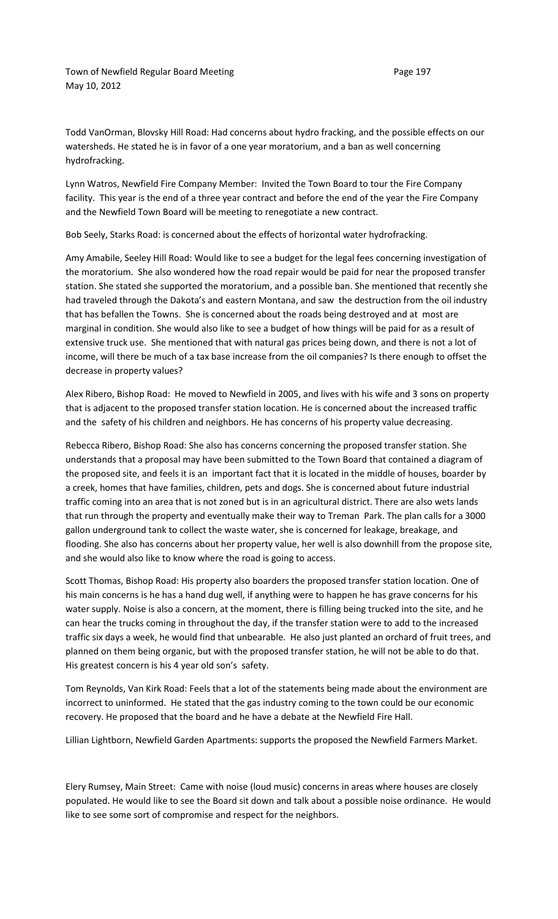Todd VanOrman, Blovsky Hill Road: Had concerns about hydro fracking, and the possible effects on our watersheds. He stated he is in favor of a one year moratorium, and a ban as well concerning hydrofracking.

Lynn Watros, Newfield Fire Company Member: Invited the Town Board to tour the Fire Company facility. This year is the end of a three year contract and before the end of the year the Fire Company and the Newfield Town Board will be meeting to renegotiate a new contract.

Bob Seely, Starks Road: is concerned about the effects of horizontal water hydrofracking.

Amy Amabile, Seeley Hill Road: Would like to see a budget for the legal fees concerning investigation of the moratorium. She also wondered how the road repair would be paid for near the proposed transfer station. She stated she supported the moratorium, and a possible ban. She mentioned that recently she had traveled through the Dakota's and eastern Montana, and saw the destruction from the oil industry that has befallen the Towns. She is concerned about the roads being destroyed and at most are marginal in condition. She would also like to see a budget of how things will be paid for as a result of extensive truck use. She mentioned that with natural gas prices being down, and there is not a lot of income, will there be much of a tax base increase from the oil companies? Is there enough to offset the decrease in property values?

Alex Ribero, Bishop Road: He moved to Newfield in 2005, and lives with his wife and 3 sons on property that is adjacent to the proposed transfer station location. He is concerned about the increased traffic and the safety of his children and neighbors. He has concerns of his property value decreasing.

Rebecca Ribero, Bishop Road: She also has concerns concerning the proposed transfer station. She understands that a proposal may have been submitted to the Town Board that contained a diagram of the proposed site, and feels it is an important fact that it is located in the middle of houses, boarder by a creek, homes that have families, children, pets and dogs. She is concerned about future industrial traffic coming into an area that is not zoned but is in an agricultural district. There are also wets lands that run through the property and eventually make their way to Treman Park. The plan calls for a 3000 gallon underground tank to collect the waste water, she is concerned for leakage, breakage, and flooding. She also has concerns about her property value, her well is also downhill from the propose site, and she would also like to know where the road is going to access.

Scott Thomas, Bishop Road: His property also boarders the proposed transfer station location. One of his main concerns is he has a hand dug well, if anything were to happen he has grave concerns for his water supply. Noise is also a concern, at the moment, there is filling being trucked into the site, and he can hear the trucks coming in throughout the day, if the transfer station were to add to the increased traffic six days a week, he would find that unbearable. He also just planted an orchard of fruit trees, and planned on them being organic, but with the proposed transfer station, he will not be able to do that. His greatest concern is his 4 year old son's safety.

Tom Reynolds, Van Kirk Road: Feels that a lot of the statements being made about the environment are incorrect to uninformed. He stated that the gas industry coming to the town could be our economic recovery. He proposed that the board and he have a debate at the Newfield Fire Hall.

Lillian Lightborn, Newfield Garden Apartments: supports the proposed the Newfield Farmers Market.

Elery Rumsey, Main Street: Came with noise (loud music) concerns in areas where houses are closely populated. He would like to see the Board sit down and talk about a possible noise ordinance. He would like to see some sort of compromise and respect for the neighbors.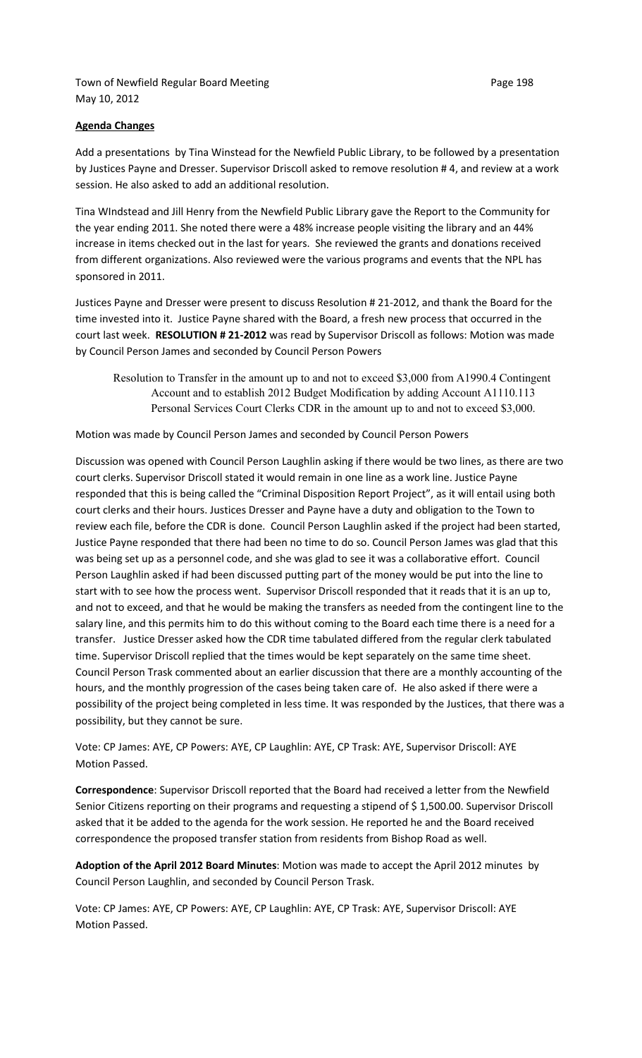**Agenda Changes**

Add a presentations by Tina Winstead for the Newfield Public Library, to be followed by a presentation by Justices Payne and Dresser. Supervisor Driscoll asked to remove resolution # 4, and review at a work session. He also asked to add an additional resolution.

Tina WIndstead and Jill Henry from the Newfield Public Library gave the Report to the Community for the year ending 2011. She noted there were a 48% increase people visiting the library and an 44% increase in items checked out in the last for years. She reviewed the grants and donations received from different organizations. Also reviewed were the various programs and events that the NPL has sponsored in 2011.

Justices Payne and Dresser were present to discuss Resolution # 21-2012, and thank the Board for the time invested into it. Justice Payne shared with the Board, a fresh new process that occurred in the court last week. **RESOLUTION # 21-2012** was read by Supervisor Driscoll as follows: Motion was made by Council Person James and seconded by Council Person Powers

> Resolution to Transfer in the amount up to and not to exceed $3,000 from A1990.4 Contingent Account and to establish 2012 Budget Modification by adding Account A1110.113 Personal Services Court Clerks CDR in the amount up to and not to exceed $3,000.

Motion was made by Council Person James and seconded by Council Person Powers

Discussion was opened with Council Person Laughlin asking if there would be two lines, as there are two court clerks. Supervisor Driscoll stated it would remain in one line as a work line. Justice Payne responded that this is being called the "Criminal Disposition Report Project", as it will entail using both court clerks and their hours. Justices Dresser and Payne have a duty and obligation to the Town to review each file, before the CDR is done. Council Person Laughlin asked if the project had been started, Justice Payne responded that there had been no time to do so. Council Person James was glad that this was being set up as a personnel code, and she was glad to see it was a collaborative effort. Council Person Laughlin asked if had been discussed putting part of the money be put into the line to start with to see how the process went. Supervisor Driscoll responded that it reads that it is an up to, and not to exceed, and that he would be making the transfers as needed from the contingent line to the salary line, and this permits him to do this without coming to the Board each time there is a need for a transfer. Justice Dresser asked how the CDR time tabulated differed from the regular clerk tabulated time. Supervisor Driscoll replied that the times would be kept separately on the same time sheet. Council Person Trask commented about an earlier discussion that there are a monthly accounting of the hours, and the monthly progression of the cases being taken care of. He also asked if there were a possibility of the project being completed in less time. It was responded by the Justices, that there was a possibility, but they cannot be sure.

Vote: CP James: AYE, CP Powers: AYE, CP Laughlin: AYE, CP Trask: AYE, Supervisor Driscoll: AYE
Motion Passed.

**Correspondence**: Supervisor Driscoll reported that the Board had received a letter from the Newfield Senior Citizens reporting on their programs and requesting a stipend of $ 1,500.00. Supervisor Driscoll asked that it be added to the agenda for the work session. He reported he and the Board received correspondence the proposed transfer station from residents from Bishop Road as well.

**Adoption of the April 2012 Board Minutes**: Motion was made to accept the April 2012 minutes by Council Person Laughlin, and seconded by Council Person Trask.

Vote: CP James: AYE, CP Powers: AYE, CP Laughlin: AYE, CP Trask: AYE, Supervisor Driscoll: AYE
Motion Passed.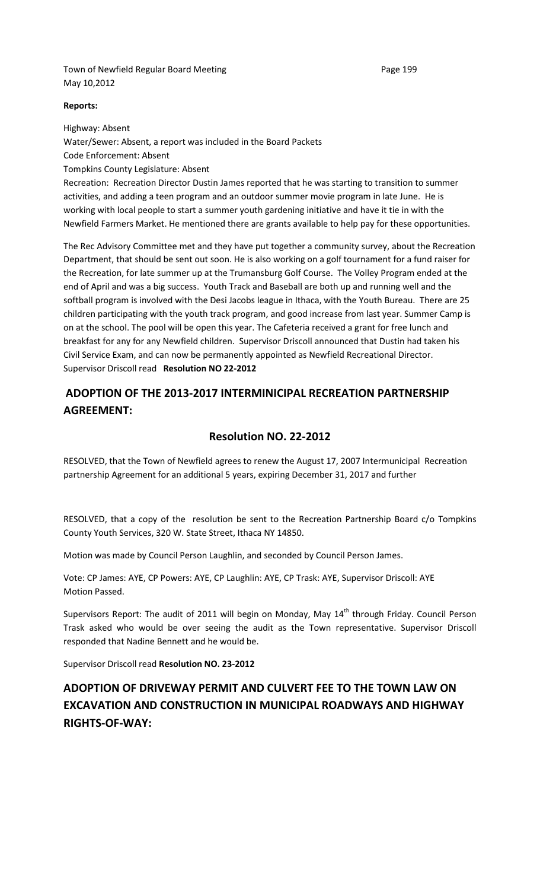**Reports:**

Highway: Absent
Water/Sewer: Absent, a report was included in the Board Packets
Code Enforcement: Absent
Tompkins County Legislature: Absent
Recreation: Recreation Director Dustin James reported that he was starting to transition to summer activities, and adding a teen program and an outdoor summer movie program in late June. He is working with local people to start a summer youth gardening initiative and have it tie in with the Newfield Farmers Market. He mentioned there are grants available to help pay for these opportunities.

The Rec Advisory Committee met and they have put together a community survey, about the Recreation Department, that should be sent out soon. He is also working on a golf tournament for a fund raiser for the Recreation, for late summer up at the Trumansburg Golf Course. The Volley Program ended at the end of April and was a big success. Youth Track and Baseball are both up and running well and the softball program is involved with the Desi Jacobs league in Ithaca, with the Youth Bureau. There are 25 children participating with the youth track program, and good increase from last year. Summer Camp is on at the school. The pool will be open this year. The Cafeteria received a grant for free lunch and breakfast for any for any Newfield children. Supervisor Driscoll announced that Dustin had taken his Civil Service Exam, and can now be permanently appointed as Newfield Recreational Director. Supervisor Driscoll read **Resolution NO 22-2012**

## ADOPTION OF THE 2013-2017 INTERMINICIPAL RECREATION PARTNERSHIP AGREEMENT:

### Resolution NO. 22-2012

RESOLVED, that the Town of Newfield agrees to renew the August 17, 2007 Intermunicipal Recreation partnership Agreement for an additional 5 years, expiring December 31, 2017 and further

RESOLVED, that a copy of the resolution be sent to the Recreation Partnership Board c/o Tompkins County Youth Services, 320 W. State Street, Ithaca NY 14850.

Motion was made by Council Person Laughlin, and seconded by Council Person James.

Vote: CP James: AYE, CP Powers: AYE, CP Laughlin: AYE, CP Trask: AYE, Supervisor Driscoll: AYE
Motion Passed.

Supervisors Report: The audit of 2011 will begin on Monday, May 14th through Friday. Council Person Trask asked who would be over seeing the audit as the Town representative. Supervisor Driscoll responded that Nadine Bennett and he would be.

Supervisor Driscoll read **Resolution NO. 23-2012**

## ADOPTION OF DRIVEWAY PERMIT AND CULVERT FEE TO THE TOWN LAW ON EXCAVATION AND CONSTRUCTION IN MUNICIPAL ROADWAYS AND HIGHWAY RIGHTS-OF-WAY: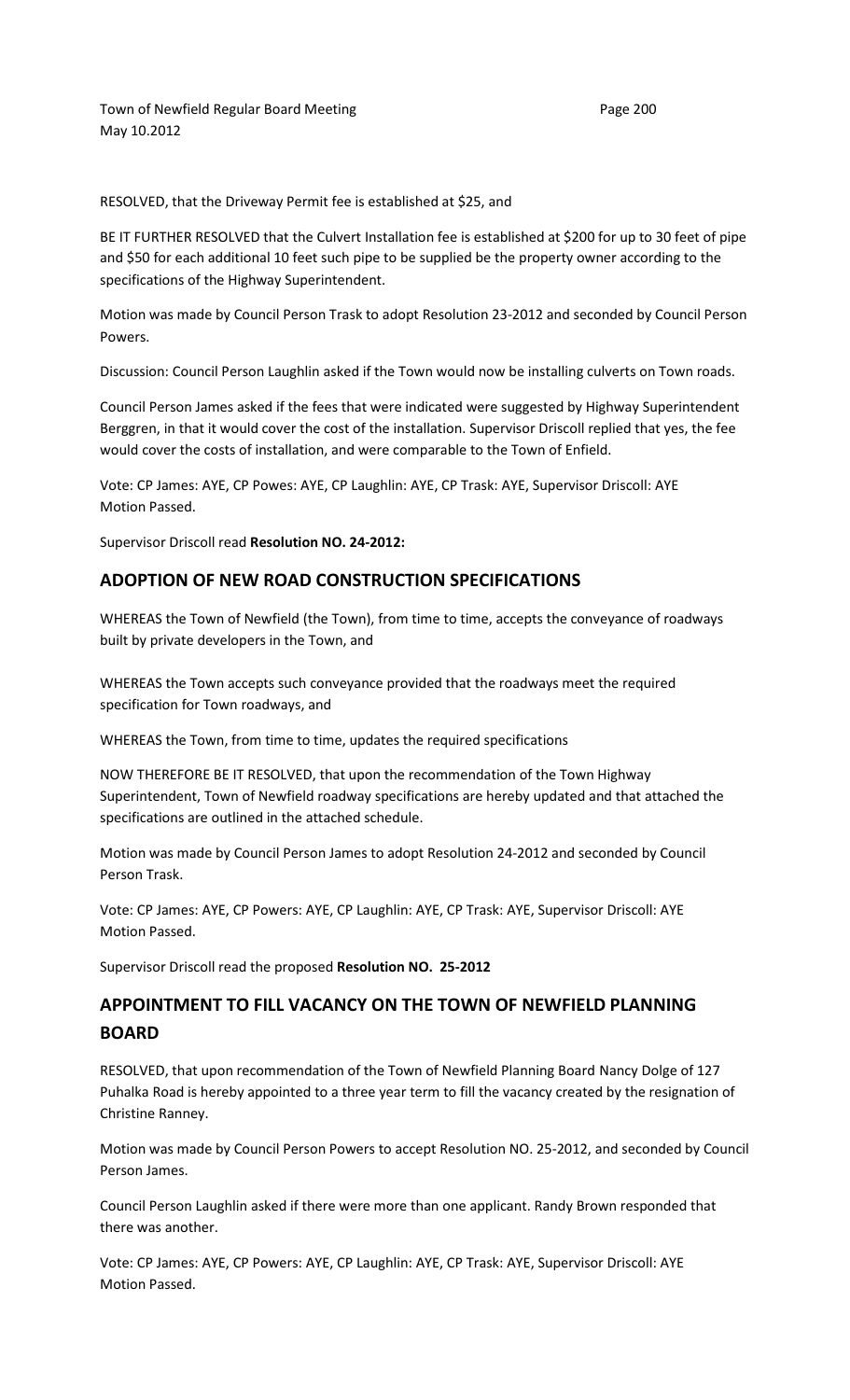RESOLVED, that the Driveway Permit fee is established at $25, and

BE IT FURTHER RESOLVED that the Culvert Installation fee is established at $200 for up to 30 feet of pipe and $50 for each additional 10 feet such pipe to be supplied be the property owner according to the specifications of the Highway Superintendent.

Motion was made by Council Person Trask to adopt Resolution 23-2012 and seconded by Council Person Powers.

Discussion: Council Person Laughlin asked if the Town would now be installing culverts on Town roads.

Council Person James asked if the fees that were indicated were suggested by Highway Superintendent Berggren, in that it would cover the cost of the installation. Supervisor Driscoll replied that yes, the fee would cover the costs of installation, and were comparable to the Town of Enfield.

Vote: CP James: AYE, CP Powes: AYE, CP Laughlin: AYE, CP Trask: AYE, Supervisor Driscoll: AYE
Motion Passed.

Supervisor Driscoll read **Resolution NO. 24-2012:**

## ADOPTION OF NEW ROAD CONSTRUCTION SPECIFICATIONS

WHEREAS the Town of Newfield (the Town), from time to time, accepts the conveyance of roadways built by private developers in the Town, and

WHEREAS the Town accepts such conveyance provided that the roadways meet the required specification for Town roadways, and

WHEREAS the Town, from time to time, updates the required specifications

NOW THEREFORE BE IT RESOLVED, that upon the recommendation of the Town Highway Superintendent, Town of Newfield roadway specifications are hereby updated and that attached the specifications are outlined in the attached schedule.

Motion was made by Council Person James to adopt Resolution 24-2012 and seconded by Council Person Trask.

Vote: CP James: AYE, CP Powers: AYE, CP Laughlin: AYE, CP Trask: AYE, Supervisor Driscoll: AYE
Motion Passed.

Supervisor Driscoll read the proposed **Resolution NO. 25-2012**

## APPOINTMENT TO FILL VACANCY ON THE TOWN OF NEWFIELD PLANNING BOARD

RESOLVED, that upon recommendation of the Town of Newfield Planning Board Nancy Dolge of 127 Puhalka Road is hereby appointed to a three year term to fill the vacancy created by the resignation of Christine Ranney.

Motion was made by Council Person Powers to accept Resolution NO. 25-2012, and seconded by Council Person James.

Council Person Laughlin asked if there were more than one applicant. Randy Brown responded that there was another.

Vote: CP James: AYE, CP Powers: AYE, CP Laughlin: AYE, CP Trask: AYE, Supervisor Driscoll: AYE
Motion Passed.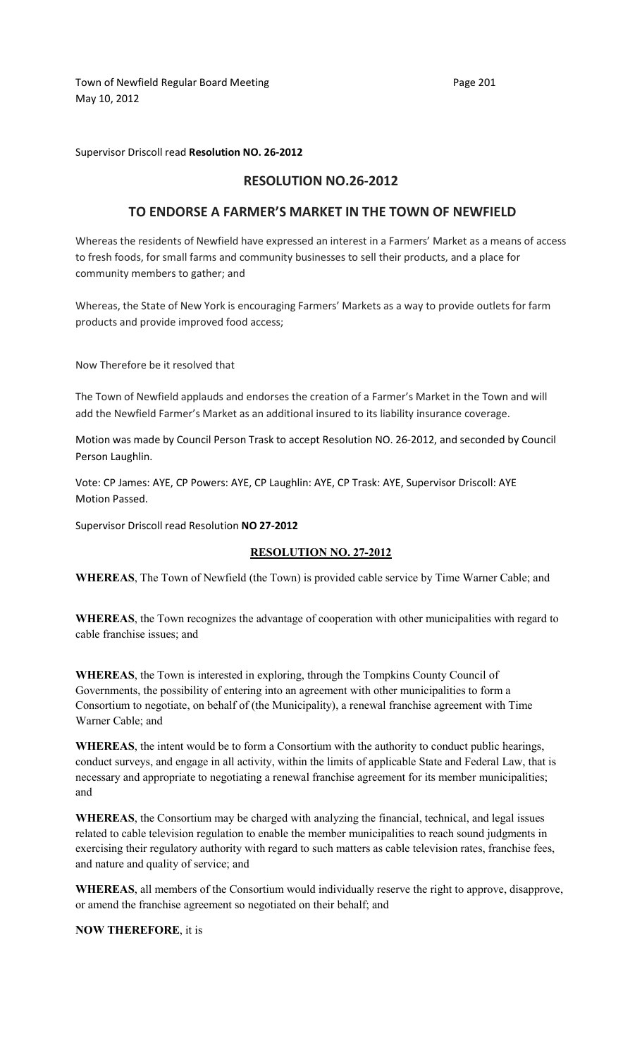Supervisor Driscoll read **Resolution NO. 26-2012**

## RESOLUTION NO.26-2012

## TO ENDORSE A FARMER'S MARKET IN THE TOWN OF NEWFIELD

Whereas the residents of Newfield have expressed an interest in a Farmers' Market as a means of access to fresh foods, for small farms and community businesses to sell their products, and a place for community members to gather; and

Whereas, the State of New York is encouraging Farmers' Markets as a way to provide outlets for farm products and provide improved food access;

Now Therefore be it resolved that

The Town of Newfield applauds and endorses the creation of a Farmer's Market in the Town and will add the Newfield Farmer's Market as an additional insured to its liability insurance coverage.

Motion was made by Council Person Trask to accept Resolution NO. 26-2012, and seconded by Council Person Laughlin.

Vote: CP James: AYE, CP Powers: AYE, CP Laughlin: AYE, CP Trask: AYE, Supervisor Driscoll: AYE
Motion Passed.

Supervisor Driscoll read Resolution **NO 27-2012**

**RESOLUTION NO. 27-2012**

**WHEREAS**, The Town of Newfield (the Town) is provided cable service by Time Warner Cable; and

**WHEREAS**, the Town recognizes the advantage of cooperation with other municipalities with regard to cable franchise issues; and

**WHEREAS**, the Town is interested in exploring, through the Tompkins County Council of Governments, the possibility of entering into an agreement with other municipalities to form a Consortium to negotiate, on behalf of (the Municipality), a renewal franchise agreement with Time Warner Cable; and

**WHEREAS**, the intent would be to form a Consortium with the authority to conduct public hearings, conduct surveys, and engage in all activity, within the limits of applicable State and Federal Law, that is necessary and appropriate to negotiating a renewal franchise agreement for its member municipalities; and

**WHEREAS**, the Consortium may be charged with analyzing the financial, technical, and legal issues related to cable television regulation to enable the member municipalities to reach sound judgments in exercising their regulatory authority with regard to such matters as cable television rates, franchise fees, and nature and quality of service; and

**WHEREAS**, all members of the Consortium would individually reserve the right to approve, disapprove, or amend the franchise agreement so negotiated on their behalf; and

**NOW THEREFORE**, it is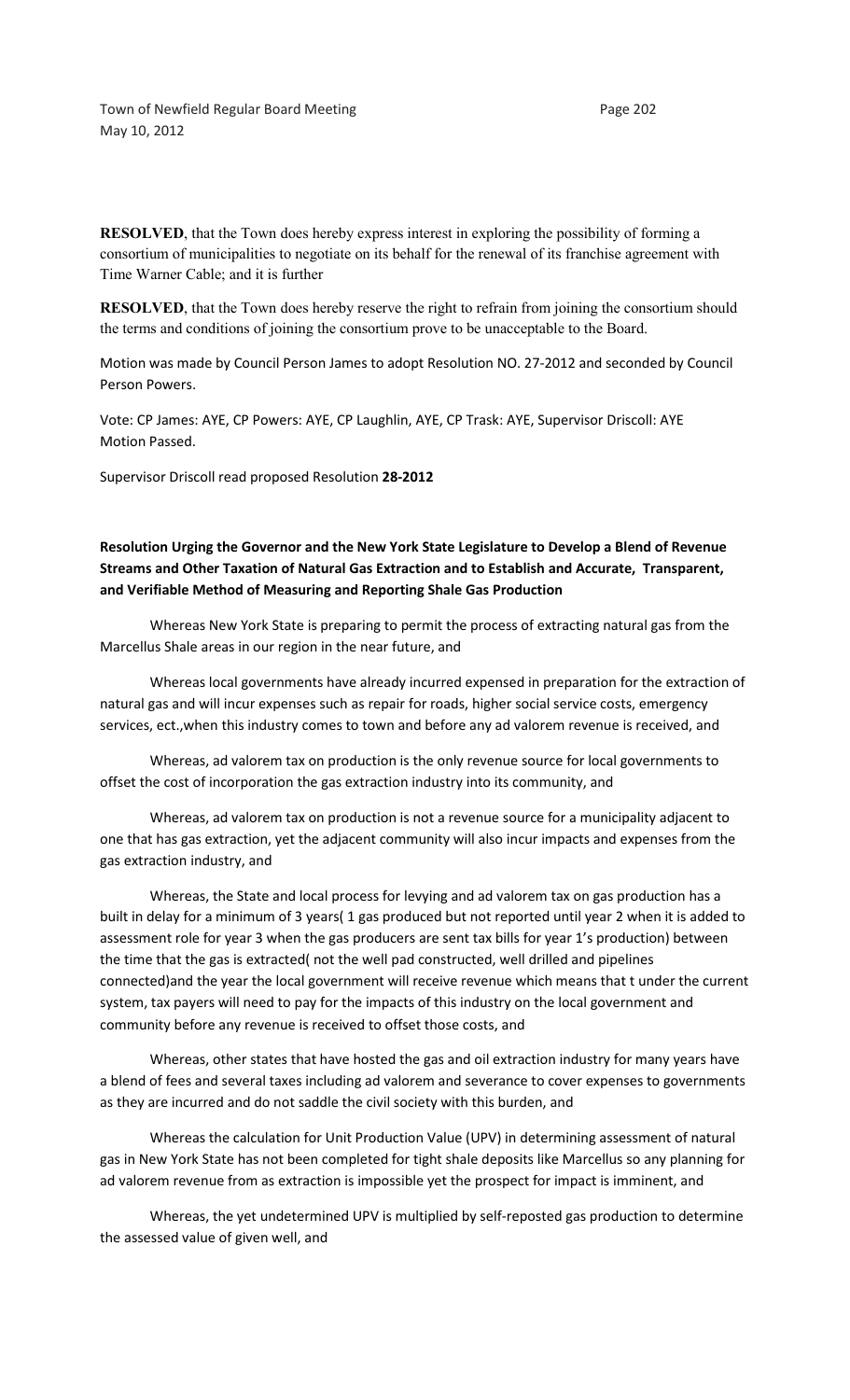**RESOLVED**, that the Town does hereby express interest in exploring the possibility of forming a consortium of municipalities to negotiate on its behalf for the renewal of its franchise agreement with Time Warner Cable; and it is further

**RESOLVED**, that the Town does hereby reserve the right to refrain from joining the consortium should the terms and conditions of joining the consortium prove to be unacceptable to the Board.

Motion was made by Council Person James to adopt Resolution NO. 27-2012 and seconded by Council Person Powers.

Vote: CP James: AYE, CP Powers: AYE, CP Laughlin, AYE, CP Trask: AYE, Supervisor Driscoll: AYE
Motion Passed.

Supervisor Driscoll read proposed Resolution **28-2012**

**Resolution Urging the Governor and the New York State Legislature to Develop a Blend of Revenue Streams and Other Taxation of Natural Gas Extraction and to Establish and Accurate, Transparent, and Verifiable Method of Measuring and Reporting Shale Gas Production**

Whereas New York State is preparing to permit the process of extracting natural gas from the Marcellus Shale areas in our region in the near future, and

Whereas local governments have already incurred expensed in preparation for the extraction of natural gas and will incur expenses such as repair for roads, higher social service costs, emergency services, ect.,when this industry comes to town and before any ad valorem revenue is received, and

Whereas, ad valorem tax on production is the only revenue source for local governments to offset the cost of incorporation the gas extraction industry into its community, and

Whereas, ad valorem tax on production is not a revenue source for a municipality adjacent to one that has gas extraction, yet the adjacent community will also incur impacts and expenses from the gas extraction industry, and

Whereas, the State and local process for levying and ad valorem tax on gas production has a built in delay for a minimum of 3 years( 1 gas produced but not reported until year 2 when it is added to assessment role for year 3 when the gas producers are sent tax bills for year 1's production) between the time that the gas is extracted( not the well pad constructed, well drilled and pipelines connected)and the year the local government will receive revenue which means that t under the current system, tax payers will need to pay for the impacts of this industry on the local government and community before any revenue is received to offset those costs, and

Whereas, other states that have hosted the gas and oil extraction industry for many years have a blend of fees and several taxes including ad valorem and severance to cover expenses to governments as they are incurred and do not saddle the civil society with this burden, and

Whereas the calculation for Unit Production Value (UPV) in determining assessment of natural gas in New York State has not been completed for tight shale deposits like Marcellus so any planning for ad valorem revenue from as extraction is impossible yet the prospect for impact is imminent, and

Whereas, the yet undetermined UPV is multiplied by self-reposted gas production to determine the assessed value of given well, and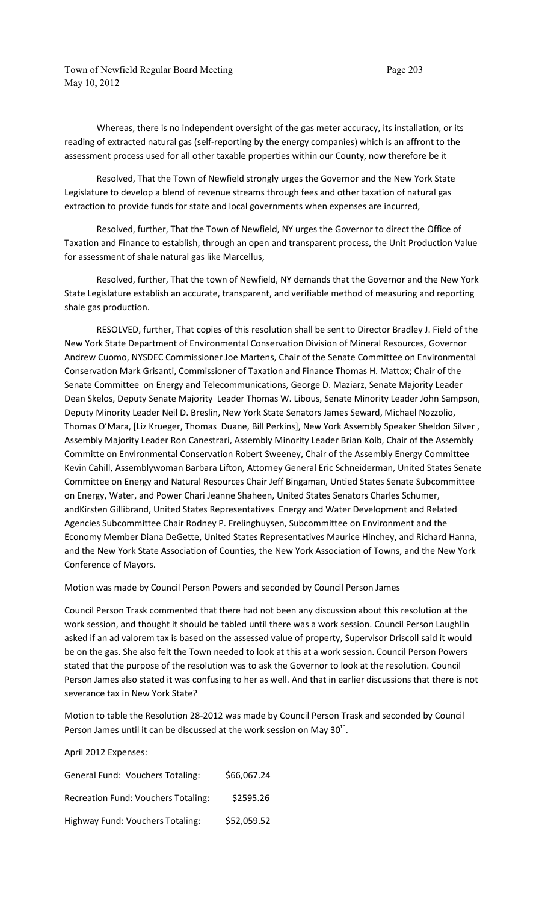Whereas, there is no independent oversight of the gas meter accuracy, its installation, or its reading of extracted natural gas (self-reporting by the energy companies) which is an affront to the assessment process used for all other taxable properties within our County, now therefore be it

Resolved, That the Town of Newfield strongly urges the Governor and the New York State Legislature to develop a blend of revenue streams through fees and other taxation of natural gas extraction to provide funds for state and local governments when expenses are incurred,

Resolved, further, That the Town of Newfield, NY urges the Governor to direct the Office of Taxation and Finance to establish, through an open and transparent process, the Unit Production Value for assessment of shale natural gas like Marcellus,

Resolved, further, That the town of Newfield, NY demands that the Governor and the New York State Legislature establish an accurate, transparent, and verifiable method of measuring and reporting shale gas production.

RESOLVED, further, That copies of this resolution shall be sent to Director Bradley J. Field of the New York State Department of Environmental Conservation Division of Mineral Resources, Governor Andrew Cuomo, NYSDEC Commissioner Joe Martens, Chair of the Senate Committee on Environmental Conservation Mark Grisanti, Commissioner of Taxation and Finance Thomas H. Mattox; Chair of the Senate Committee on Energy and Telecommunications, George D. Maziarz, Senate Majority Leader Dean Skelos, Deputy Senate Majority Leader Thomas W. Libous, Senate Minority Leader John Sampson, Deputy Minority Leader Neil D. Breslin, New York State Senators James Seward, Michael Nozzolio, Thomas O'Mara, [Liz Krueger, Thomas Duane, Bill Perkins], New York Assembly Speaker Sheldon Silver , Assembly Majority Leader Ron Canestrari, Assembly Minority Leader Brian Kolb, Chair of the Assembly Committe on Environmental Conservation Robert Sweeney, Chair of the Assembly Energy Committee Kevin Cahill, Assemblywoman Barbara Lifton, Attorney General Eric Schneiderman, United States Senate Committee on Energy and Natural Resources Chair Jeff Bingaman, Untied States Senate Subcommittee on Energy, Water, and Power Chari Jeanne Shaheen, United States Senators Charles Schumer, andKirsten Gillibrand, United States Representatives Energy and Water Development and Related Agencies Subcommittee Chair Rodney P. Frelinghuysen, Subcommittee on Environment and the Economy Member Diana DeGette, United States Representatives Maurice Hinchey, and Richard Hanna, and the New York State Association of Counties, the New York Association of Towns, and the New York Conference of Mayors.

Motion was made by Council Person Powers and seconded by Council Person James

Council Person Trask commented that there had not been any discussion about this resolution at the work session, and thought it should be tabled until there was a work session. Council Person Laughlin asked if an ad valorem tax is based on the assessed value of property, Supervisor Driscoll said it would be on the gas. She also felt the Town needed to look at this at a work session. Council Person Powers stated that the purpose of the resolution was to ask the Governor to look at the resolution. Council Person James also stated it was confusing to her as well. And that in earlier discussions that there is not severance tax in New York State?

Motion to table the Resolution 28-2012 was made by Council Person Trask and seconded by Council Person James until it can be discussed at the work session on May 30th.

April 2012 Expenses:

| | |
|---|---|
| General Fund: Vouchers Totaling: | \$66,067.24 |
| Recreation Fund: Vouchers Totaling: | \$2595.26 |
| Highway Fund: Vouchers Totaling: | \$52,059.52 |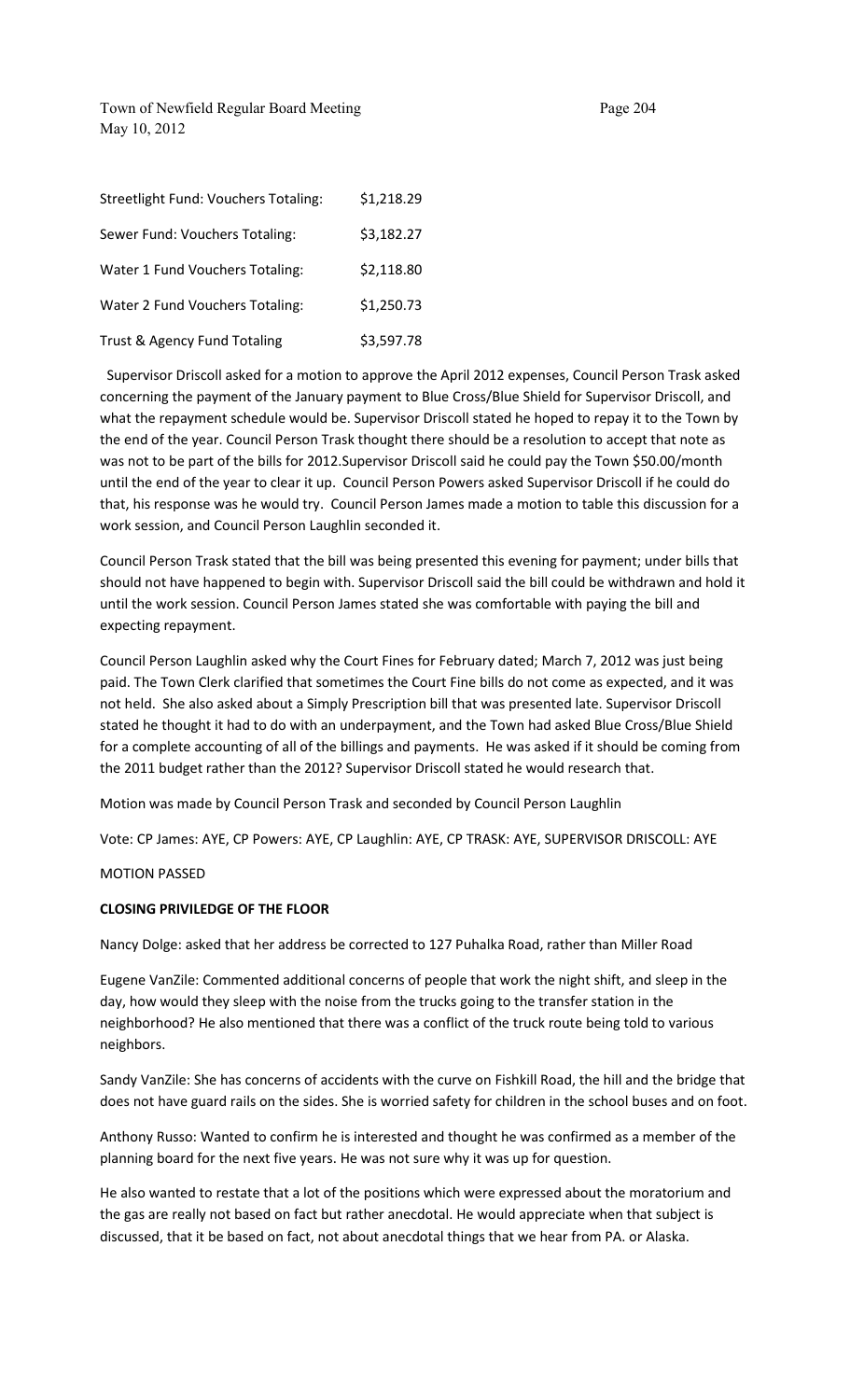| Streetlight Fund: Vouchers Totaling: | $1,218.29 |
|---|---|
| Sewer Fund: Vouchers Totaling: | $3,182.27 |
| Water 1 Fund Vouchers Totaling: | $2,118.80 |
| Water 2 Fund Vouchers Totaling: | $1,250.73 |
| Trust & Agency Fund Totaling | $3,597.78 |

Supervisor Driscoll asked for a motion to approve the April 2012 expenses, Council Person Trask asked concerning the payment of the January payment to Blue Cross/Blue Shield for Supervisor Driscoll, and what the repayment schedule would be. Supervisor Driscoll stated he hoped to repay it to the Town by the end of the year. Council Person Trask thought there should be a resolution to accept that note as was not to be part of the bills for 2012.Supervisor Driscoll said he could pay the Town $50.00/month until the end of the year to clear it up. Council Person Powers asked Supervisor Driscoll if he could do that, his response was he would try. Council Person James made a motion to table this discussion for a work session, and Council Person Laughlin seconded it.

Council Person Trask stated that the bill was being presented this evening for payment; under bills that should not have happened to begin with. Supervisor Driscoll said the bill could be withdrawn and hold it until the work session. Council Person James stated she was comfortable with paying the bill and expecting repayment.

Council Person Laughlin asked why the Court Fines for February dated; March 7, 2012 was just being paid. The Town Clerk clarified that sometimes the Court Fine bills do not come as expected, and it was not held. She also asked about a Simply Prescription bill that was presented late. Supervisor Driscoll stated he thought it had to do with an underpayment, and the Town had asked Blue Cross/Blue Shield for a complete accounting of all of the billings and payments. He was asked if it should be coming from the 2011 budget rather than the 2012? Supervisor Driscoll stated he would research that.

Motion was made by Council Person Trask and seconded by Council Person Laughlin

Vote: CP James: AYE, CP Powers: AYE, CP Laughlin: AYE, CP TRASK: AYE, SUPERVISOR DRISCOLL: AYE

MOTION PASSED

**CLOSING PRIVILEDGE OF THE FLOOR**

Nancy Dolge: asked that her address be corrected to 127 Puhalka Road, rather than Miller Road

Eugene VanZile: Commented additional concerns of people that work the night shift, and sleep in the day, how would they sleep with the noise from the trucks going to the transfer station in the neighborhood? He also mentioned that there was a conflict of the truck route being told to various neighbors.

Sandy VanZile: She has concerns of accidents with the curve on Fishkill Road, the hill and the bridge that does not have guard rails on the sides. She is worried safety for children in the school buses and on foot.

Anthony Russo: Wanted to confirm he is interested and thought he was confirmed as a member of the planning board for the next five years. He was not sure why it was up for question.

He also wanted to restate that a lot of the positions which were expressed about the moratorium and the gas are really not based on fact but rather anecdotal. He would appreciate when that subject is discussed, that it be based on fact, not about anecdotal things that we hear from PA. or Alaska.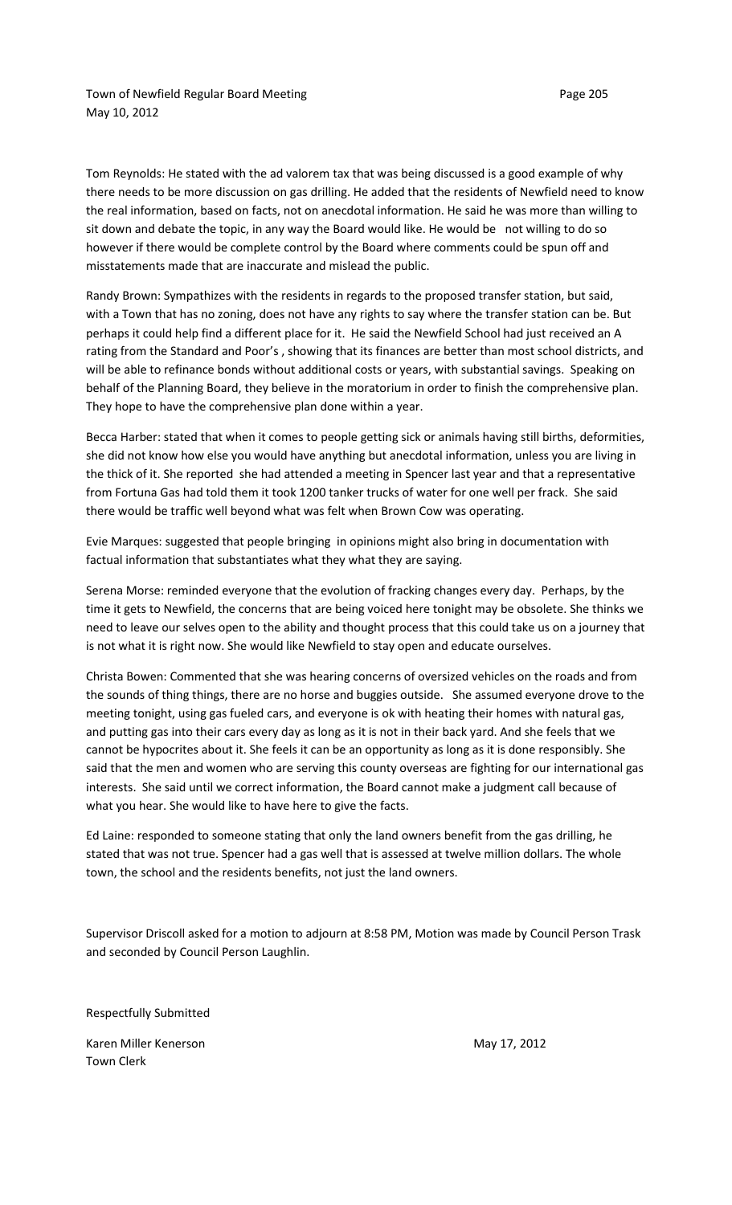Tom Reynolds: He stated with the ad valorem tax that was being discussed is a good example of why there needs to be more discussion on gas drilling. He added that the residents of Newfield need to know the real information, based on facts, not on anecdotal information. He said he was more than willing to sit down and debate the topic, in any way the Board would like. He would be not willing to do so however if there would be complete control by the Board where comments could be spun off and misstatements made that are inaccurate and mislead the public.

Randy Brown: Sympathizes with the residents in regards to the proposed transfer station, but said, with a Town that has no zoning, does not have any rights to say where the transfer station can be. But perhaps it could help find a different place for it. He said the Newfield School had just received an A rating from the Standard and Poor's , showing that its finances are better than most school districts, and will be able to refinance bonds without additional costs or years, with substantial savings. Speaking on behalf of the Planning Board, they believe in the moratorium in order to finish the comprehensive plan. They hope to have the comprehensive plan done within a year.

Becca Harber: stated that when it comes to people getting sick or animals having still births, deformities, she did not know how else you would have anything but anecdotal information, unless you are living in the thick of it. She reported she had attended a meeting in Spencer last year and that a representative from Fortuna Gas had told them it took 1200 tanker trucks of water for one well per frack. She said there would be traffic well beyond what was felt when Brown Cow was operating.

Evie Marques: suggested that people bringing in opinions might also bring in documentation with factual information that substantiates what they what they are saying.

Serena Morse: reminded everyone that the evolution of fracking changes every day. Perhaps, by the time it gets to Newfield, the concerns that are being voiced here tonight may be obsolete. She thinks we need to leave our selves open to the ability and thought process that this could take us on a journey that is not what it is right now. She would like Newfield to stay open and educate ourselves.

Christa Bowen: Commented that she was hearing concerns of oversized vehicles on the roads and from the sounds of thing things, there are no horse and buggies outside. She assumed everyone drove to the meeting tonight, using gas fueled cars, and everyone is ok with heating their homes with natural gas, and putting gas into their cars every day as long as it is not in their back yard. And she feels that we cannot be hypocrites about it. She feels it can be an opportunity as long as it is done responsibly. She said that the men and women who are serving this county overseas are fighting for our international gas interests. She said until we correct information, the Board cannot make a judgment call because of what you hear. She would like to have here to give the facts.

Ed Laine: responded to someone stating that only the land owners benefit from the gas drilling, he stated that was not true. Spencer had a gas well that is assessed at twelve million dollars. The whole town, the school and the residents benefits, not just the land owners.

Supervisor Driscoll asked for a motion to adjourn at 8:58 PM, Motion was made by Council Person Trask and seconded by Council Person Laughlin.

Respectfully Submitted

Karen Miller Kenerson May 17, 2012
Town Clerk